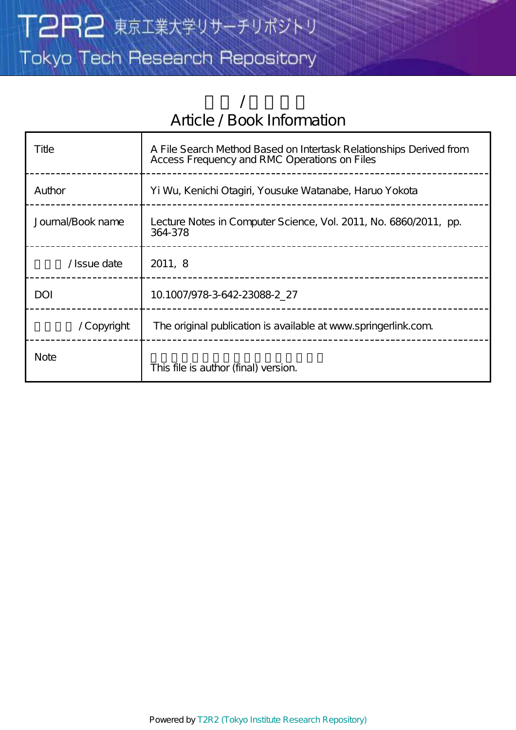T2R2 東京工業大学リサーチリポジトリ
Tokyo Tech Research Repository

# 論文 / 著書情報
# Article / Book Information

| | |
|---|---|
| Title | A File Search Method Based on Intertask Relationships Derived from Access Frequency and RMC Operations on Files |
| Author | Yi Wu, Kenichi Otagiri, Yousuke Watanabe, Haruo Yokota |
| Journal/Book name | Lecture Notes in Computer Science, Vol. 2011, No. 6860/2011, pp. 364-378 |
| 発行日 / Issue date | 2011, 8 |
| DOI | 10.1007/978-3-642-23088-2_27 |
| 権利情報 / Copyright | The original publication is available at www.springerlink.com. |
| Note | このファイルは著者（最終）版です。<br>This file is author (final) version. |

Powered by T2R2 (Tokyo Institute Research Repository)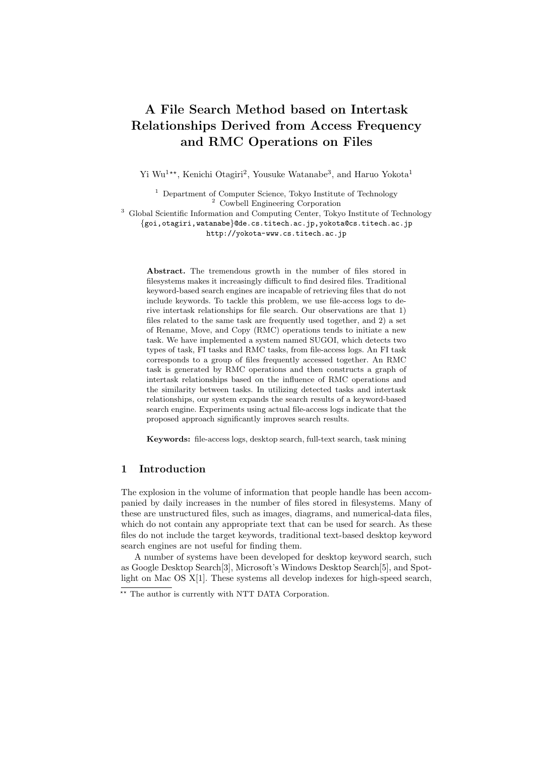# A File Search Method based on Intertask Relationships Derived from Access Frequency and RMC Operations on Files

Yi Wu[1]**, Kenichi Otagiri[2], Yousuke Watanabe[3], and Haruo Yokota[1]

[1] Department of Computer Science, Tokyo Institute of Technology
[2] Cowbell Engineering Corporation
[3] Global Scientific Information and Computing Center, Tokyo Institute of Technology
{goi,otagiri,watanabe}@de.cs.titech.ac.jp,yokota@cs.titech.ac.jp
http://yokota-www.cs.titech.ac.jp

**Abstract.** The tremendous growth in the number of files stored in filesystems makes it increasingly difficult to find desired files. Traditional keyword-based search engines are incapable of retrieving files that do not include keywords. To tackle this problem, we use file-access logs to derive intertask relationships for file search. Our observations are that 1) files related to the same task are frequently used together, and 2) a set of Rename, Move, and Copy (RMC) operations tends to initiate a new task. We have implemented a system named SUGOI, which detects two types of task, FI tasks and RMC tasks, from file-access logs. An FI task corresponds to a group of files frequently accessed together. An RMC task is generated by RMC operations and then constructs a graph of intertask relationships based on the influence of RMC operations and the similarity between tasks. In utilizing detected tasks and intertask relationships, our system expands the search results of a keyword-based search engine. Experiments using actual file-access logs indicate that the proposed approach significantly improves search results.

**Keywords:** file-access logs, desktop search, full-text search, task mining

## 1 Introduction

The explosion in the volume of information that people handle has been accompanied by daily increases in the number of files stored in filesystems. Many of these are unstructured files, such as images, diagrams, and numerical-data files, which do not contain any appropriate text that can be used for search. As these files do not include the target keywords, traditional text-based desktop keyword search engines are not useful for finding them.

A number of systems have been developed for desktop keyword search, such as Google Desktop Search[3], Microsoft's Windows Desktop Search[5], and Spotlight on Mac OS X[1]. These systems all develop indexes for high-speed search,

** The author is currently with NTT DATA Corporation.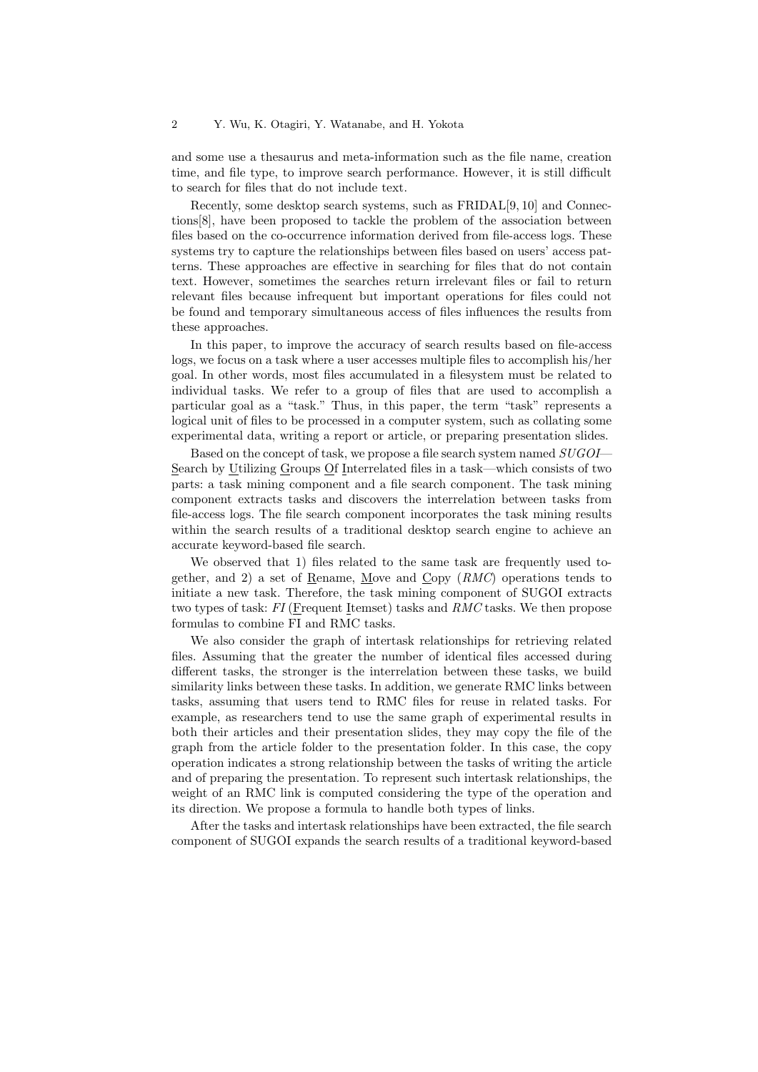and some use a thesaurus and meta-information such as the file name, creation time, and file type, to improve search performance. However, it is still difficult to search for files that do not include text.

Recently, some desktop search systems, such as FRIDAL[9, 10] and Connections[8], have been proposed to tackle the problem of the association between files based on the co-occurrence information derived from file-access logs. These systems try to capture the relationships between files based on users' access patterns. These approaches are effective in searching for files that do not contain text. However, sometimes the searches return irrelevant files or fail to return relevant files because infrequent but important operations for files could not be found and temporary simultaneous access of files influences the results from these approaches.

In this paper, to improve the accuracy of search results based on file-access logs, we focus on a task where a user accesses multiple files to accomplish his/her goal. In other words, most files accumulated in a filesystem must be related to individual tasks. We refer to a group of files that are used to accomplish a particular goal as a "task." Thus, in this paper, the term "task" represents a logical unit of files to be processed in a computer system, such as collating some experimental data, writing a report or article, or preparing presentation slides.

Based on the concept of task, we propose a file search system named *SUGOI*—Search by Utilizing Groups Of Interrelated files in a task—which consists of two parts: a task mining component and a file search component. The task mining component extracts tasks and discovers the interrelation between tasks from file-access logs. The file search component incorporates the task mining results within the search results of a traditional desktop search engine to achieve an accurate keyword-based file search.

We observed that 1) files related to the same task are frequently used together, and 2) a set of Rename, Move and Copy (*RMC*) operations tends to initiate a new task. Therefore, the task mining component of SUGOI extracts two types of task: *FI* (Frequent Itemset) tasks and *RMC* tasks. We then propose formulas to combine FI and RMC tasks.

We also consider the graph of intertask relationships for retrieving related files. Assuming that the greater the number of identical files accessed during different tasks, the stronger is the interrelation between these tasks, we build similarity links between these tasks. In addition, we generate RMC links between tasks, assuming that users tend to RMC files for reuse in related tasks. For example, as researchers tend to use the same graph of experimental results in both their articles and their presentation slides, they may copy the file of the graph from the article folder to the presentation folder. In this case, the copy operation indicates a strong relationship between the tasks of writing the article and of preparing the presentation. To represent such intertask relationships, the weight of an RMC link is computed considering the type of the operation and its direction. We propose a formula to handle both types of links.

After the tasks and intertask relationships have been extracted, the file search component of SUGOI expands the search results of a traditional keyword-based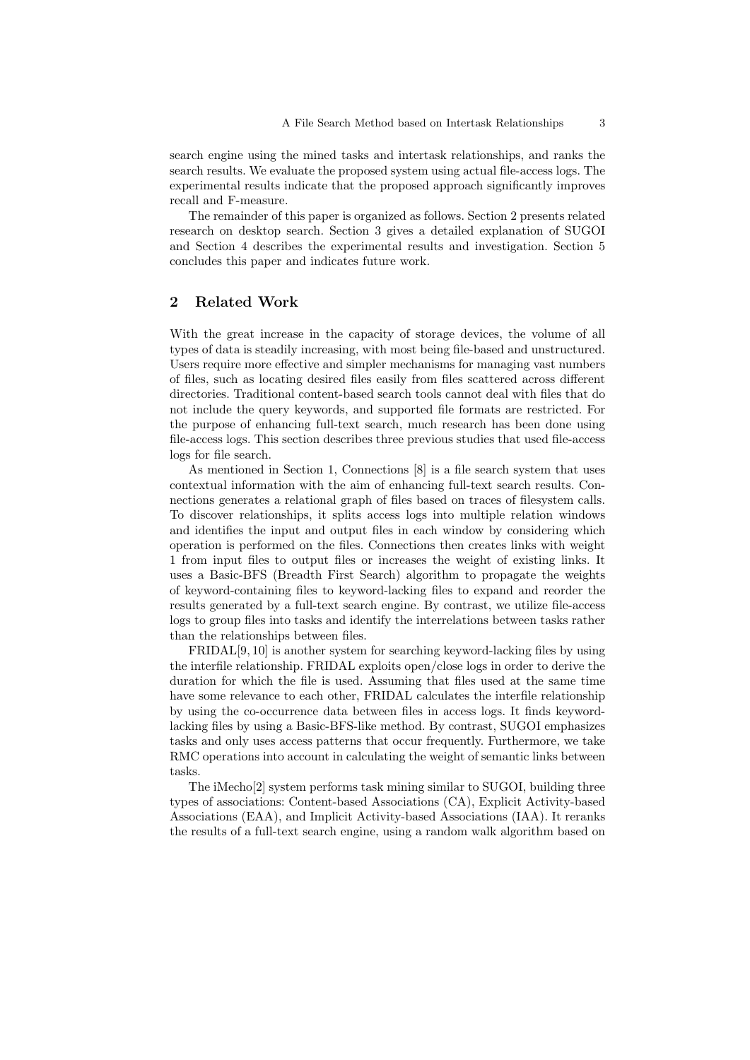search engine using the mined tasks and intertask relationships, and ranks the search results. We evaluate the proposed system using actual file-access logs. The experimental results indicate that the proposed approach significantly improves recall and F-measure.

The remainder of this paper is organized as follows. Section 2 presents related research on desktop search. Section 3 gives a detailed explanation of SUGOI and Section 4 describes the experimental results and investigation. Section 5 concludes this paper and indicates future work.

## 2 Related Work

With the great increase in the capacity of storage devices, the volume of all types of data is steadily increasing, with most being file-based and unstructured. Users require more effective and simpler mechanisms for managing vast numbers of files, such as locating desired files easily from files scattered across different directories. Traditional content-based search tools cannot deal with files that do not include the query keywords, and supported file formats are restricted. For the purpose of enhancing full-text search, much research has been done using file-access logs. This section describes three previous studies that used file-access logs for file search.

As mentioned in Section 1, Connections [8] is a file search system that uses contextual information with the aim of enhancing full-text search results. Connections generates a relational graph of files based on traces of filesystem calls. To discover relationships, it splits access logs into multiple relation windows and identifies the input and output files in each window by considering which operation is performed on the files. Connections then creates links with weight 1 from input files to output files or increases the weight of existing links. It uses a Basic-BFS (Breadth First Search) algorithm to propagate the weights of keyword-containing files to keyword-lacking files to expand and reorder the results generated by a full-text search engine. By contrast, we utilize file-access logs to group files into tasks and identify the interrelations between tasks rather than the relationships between files.

FRIDAL[9, 10] is another system for searching keyword-lacking files by using the interfile relationship. FRIDAL exploits open/close logs in order to derive the duration for which the file is used. Assuming that files used at the same time have some relevance to each other, FRIDAL calculates the interfile relationship by using the co-occurrence data between files in access logs. It finds keyword-lacking files by using a Basic-BFS-like method. By contrast, SUGOI emphasizes tasks and only uses access patterns that occur frequently. Furthermore, we take RMC operations into account in calculating the weight of semantic links between tasks.

The iMecho[2] system performs task mining similar to SUGOI, building three types of associations: Content-based Associations (CA), Explicit Activity-based Associations (EAA), and Implicit Activity-based Associations (IAA). It reranks the results of a full-text search engine, using a random walk algorithm based on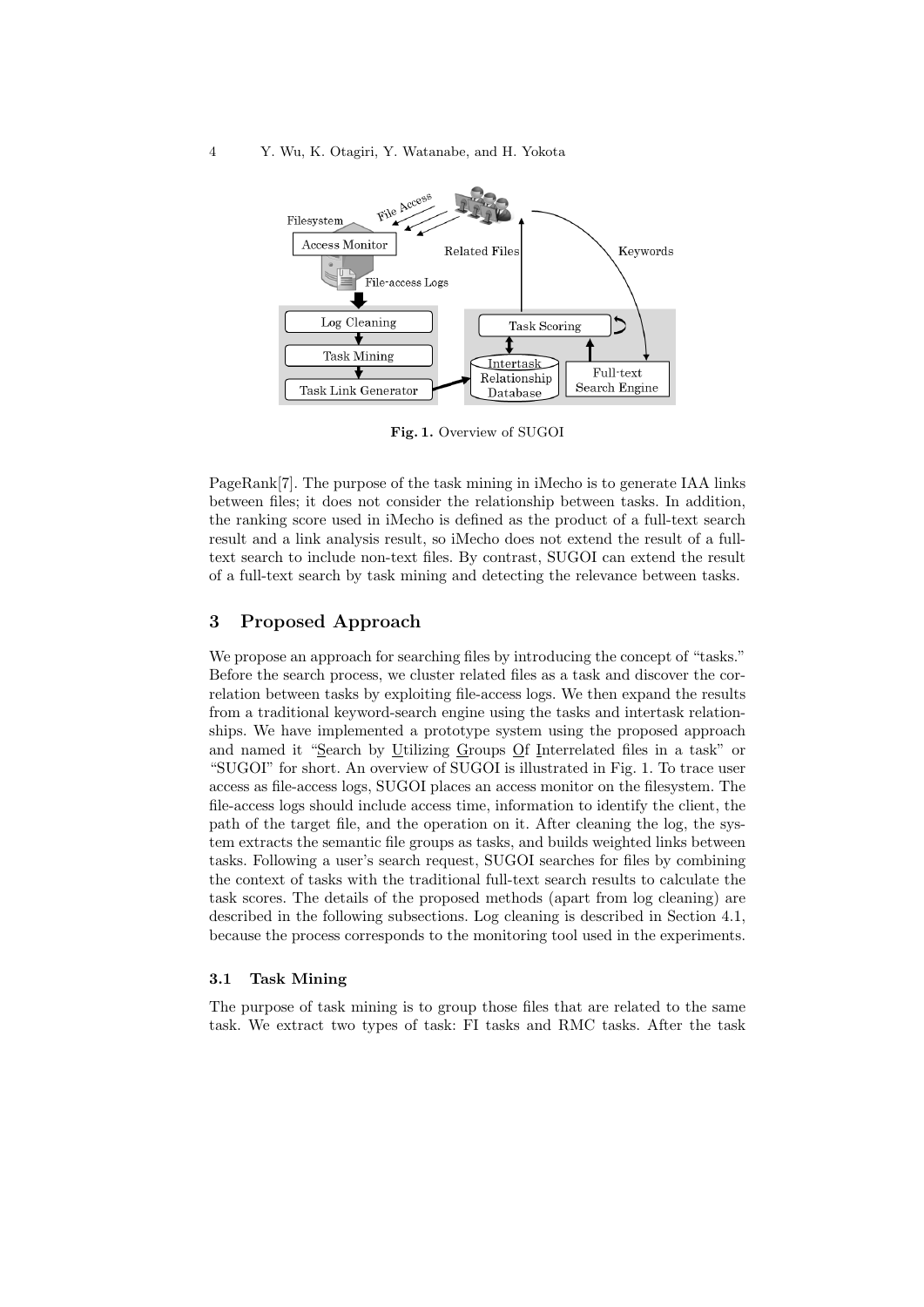Filesystem

File Access

Access Monitor

Related Files

Keywords

File-access Logs

Log Cleaning

Task Mining

Task Link Generator

Task Scoring

Intertask Relationship Database

Full-text Search Engine

**Fig. 1.** Overview of SUGOI

PageRank[7]. The purpose of the task mining in iMecho is to generate IAA links between files; it does not consider the relationship between tasks. In addition, the ranking score used in iMecho is defined as the product of a full-text search result and a link analysis result, so iMecho does not extend the result of a full-text search to include non-text files. By contrast, SUGOI can extend the result of a full-text search by task mining and detecting the relevance between tasks.

## 3 Proposed Approach

We propose an approach for searching files by introducing the concept of "tasks." Before the search process, we cluster related files as a task and discover the correlation between tasks by exploiting file-access logs. We then expand the results from a traditional keyword-search engine using the tasks and intertask relationships. We have implemented a prototype system using the proposed approach and named it "Search by Utilizing Groups Of Interrelated files in a task" or "SUGOI" for short. An overview of SUGOI is illustrated in Fig. 1. To trace user access as file-access logs, SUGOI places an access monitor on the filesystem. The file-access logs should include access time, information to identify the client, the path of the target file, and the operation on it. After cleaning the log, the system extracts the semantic file groups as tasks, and builds weighted links between tasks. Following a user's search request, SUGOI searches for files by combining the context of tasks with the traditional full-text search results to calculate the task scores. The details of the proposed methods (apart from log cleaning) are described in the following subsections. Log cleaning is described in Section 4.1, because the process corresponds to the monitoring tool used in the experiments.

### 3.1 Task Mining

The purpose of task mining is to group those files that are related to the same task. We extract two types of task: FI tasks and RMC tasks. After the task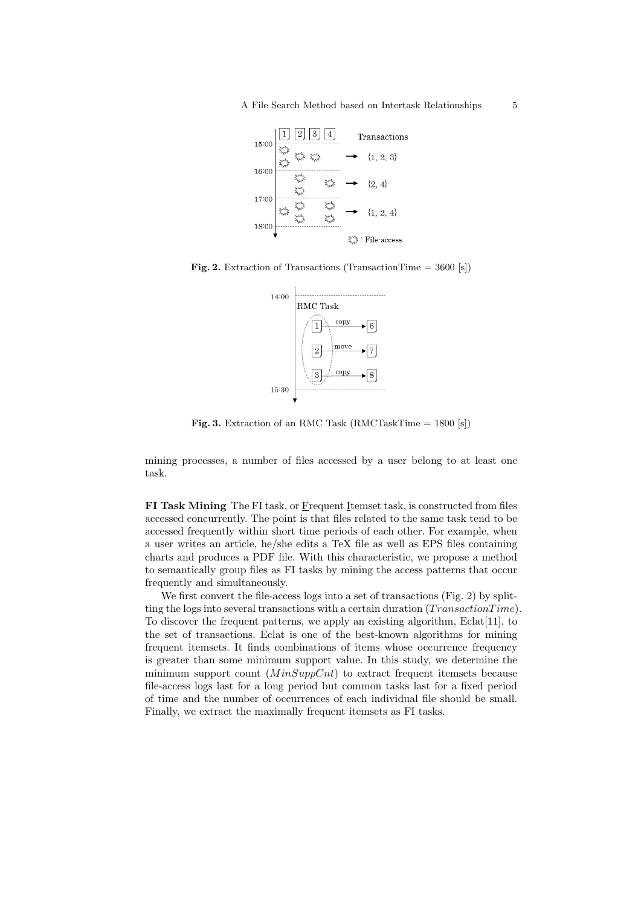1 2 3 4

Transactions

15:00

→ {1, 2, 3}

16:00

→ {2, 4}

17:00

→ {1, 2, 4}

18:00

: File-access

**Fig. 2.** Extraction of Transactions (TransactionTime = 3600 [s])

14:00

RMC Task

1 copy 6

2 move 7

3 copy 8

15:30

**Fig. 3.** Extraction of an RMC Task (RMCTaskTime = 1800 [s])

mining processes, a number of files accessed by a user belong to at least one task.

**FI Task Mining** The FI task, or Frequent Itemset task, is constructed from files accessed concurrently. The point is that files related to the same task tend to be accessed frequently within short time periods of each other. For example, when a user writes an article, he/she edits a TeX file as well as EPS files containing charts and produces a PDF file. With this characteristic, we propose a method to semantically group files as FI tasks by mining the access patterns that occur frequently and simultaneously.

We first convert the file-access logs into a set of transactions (Fig. 2) by splitting the logs into several transactions with a certain duration ($TransactionTime$). To discover the frequent patterns, we apply an existing algorithm, Eclat[11], to the set of transactions. Eclat is one of the best-known algorithms for mining frequent itemsets. It finds combinations of items whose occurrence frequency is greater than some minimum support value. In this study, we determine the minimum support count ($MinSuppCnt$) to extract frequent itemsets because file-access logs last for a long period but common tasks last for a fixed period of time and the number of occurrences of each individual file should be small. Finally, we extract the maximally frequent itemsets as FI tasks.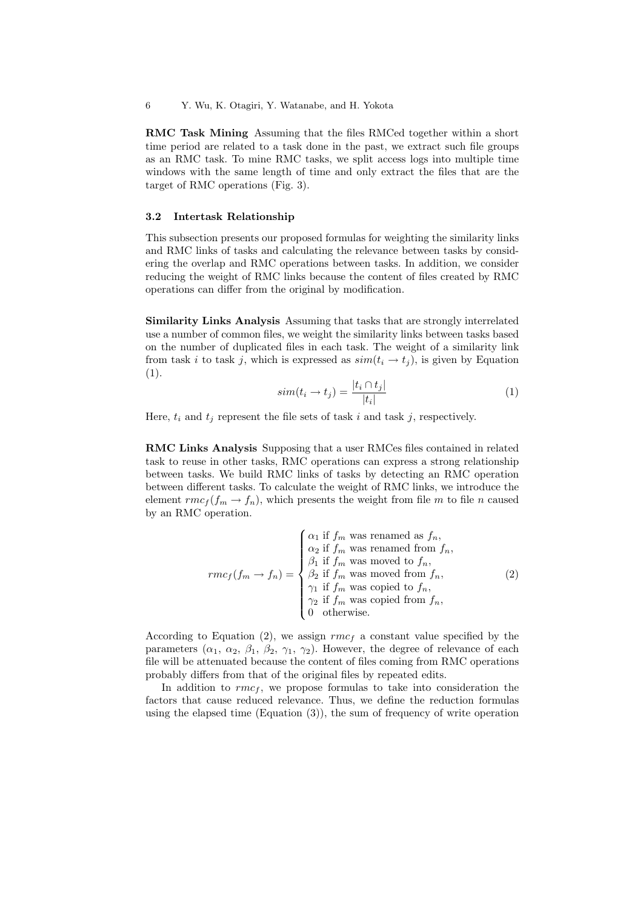**RMC Task Mining** Assuming that the files RMCed together within a short time period are related to a task done in the past, we extract such file groups as an RMC task. To mine RMC tasks, we split access logs into multiple time windows with the same length of time and only extract the files that are the target of RMC operations (Fig. 3).

### 3.2 Intertask Relationship

This subsection presents our proposed formulas for weighting the similarity links and RMC links of tasks and calculating the relevance between tasks by considering the overlap and RMC operations between tasks. In addition, we consider reducing the weight of RMC links because the content of files created by RMC operations can differ from the original by modification.

**Similarity Links Analysis** Assuming that tasks that are strongly interrelated use a number of common files, we weight the similarity links between tasks based on the number of duplicated files in each task. The weight of a similarity link from task $i$ to task $j$, which is expressed as $sim(t_i \rightarrow t_j)$, is given by Equation (1).

$$sim(t_i \rightarrow t_j) = \frac{|t_i \cap t_j|}{|t_i|} \tag{1}$$

Here, $t_i$ and $t_j$ represent the file sets of task $i$ and task $j$, respectively.

**RMC Links Analysis** Supposing that a user RMCes files contained in related task to reuse in other tasks, RMC operations can express a strong relationship between tasks. We build RMC links of tasks by detecting an RMC operation between different tasks. To calculate the weight of RMC links, we introduce the element $rmc_f(f_m \rightarrow f_n)$, which presents the weight from file $m$ to file $n$ caused by an RMC operation.

$$rmc_f(f_m \rightarrow f_n) = \begin{cases} \alpha_1 \text{ if } f_m \text{ was renamed as } f_n, \\ \alpha_2 \text{ if } f_m \text{ was renamed from } f_n, \\ \beta_1 \text{ if } f_m \text{ was moved to } f_n, \\ \beta_2 \text{ if } f_m \text{ was moved from } f_n, \\ \gamma_1 \text{ if } f_m \text{ was copied to } f_n, \\ \gamma_2 \text{ if } f_m \text{ was copied from } f_n, \\ 0 \text{ otherwise.} \end{cases} \tag{2}$$

According to Equation (2), we assign $rmc_f$ a constant value specified by the parameters ($\alpha_1$, $\alpha_2$, $\beta_1$, $\beta_2$, $\gamma_1$, $\gamma_2$). However, the degree of relevance of each file will be attenuated because the content of files coming from RMC operations probably differs from that of the original files by repeated edits.

In addition to $rmc_f$, we propose formulas to take into consideration the factors that cause reduced relevance. Thus, we define the reduction formulas using the elapsed time (Equation (3)), the sum of frequency of write operation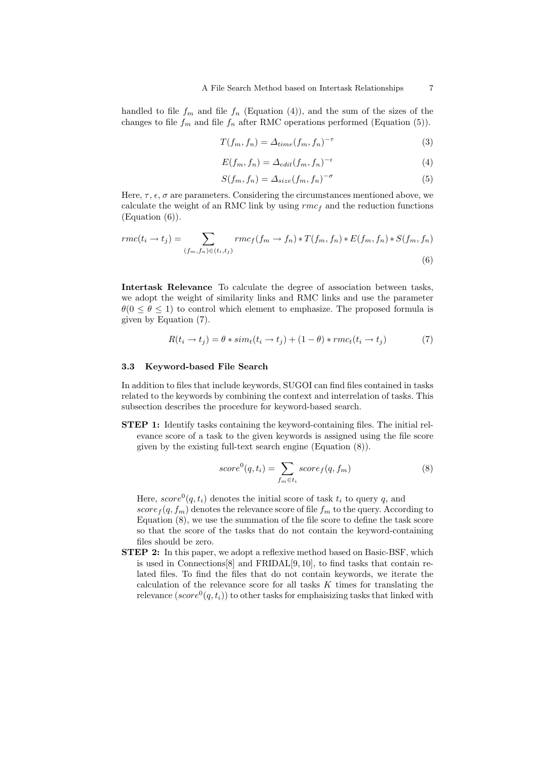handled to file $f_m$ and file $f_n$ (Equation (4)), and the sum of the sizes of the changes to file $f_m$ and file $f_n$ after RMC operations performed (Equation (5)).

$$T(f_m, f_n) = \Delta_{time}(f_m, f_n)^{-\tau} \tag{3}$$

$$E(f_m, f_n) = \Delta_{edit}(f_m, f_n)^{-\epsilon} \tag{4}$$

$$S(f_m, f_n) = \Delta_{size}(f_m, f_n)^{-\sigma} \tag{5}$$

Here, $\tau$, $\epsilon$, $\sigma$ are parameters. Considering the circumstances mentioned above, we calculate the weight of an RMC link by using $rmc_f$ and the reduction functions (Equation (6)).

$$rmc(t_i \to t_j) = \sum_{(f_m, f_n) \in (t_i, t_j)} rmc_f(f_m \to f_n) * T(f_m, f_n) * E(f_m, f_n) * S(f_m, f_n) \tag{6}$$

**Intertask Relevance** To calculate the degree of association between tasks, we adopt the weight of similarity links and RMC links and use the parameter $\theta (0 \leq \theta \leq 1)$ to control which element to emphasize. The proposed formula is given by Equation (7).

$$R(t_i \to t_j) = \theta * sim_t(t_i \to t_j) + (1 - \theta) * rmc_t(t_i \to t_j) \tag{7}$$

### 3.3 Keyword-based File Search

In addition to files that include keywords, SUGOI can find files contained in tasks related to the keywords by combining the context and interrelation of tasks. This subsection describes the procedure for keyword-based search.

**STEP 1:** Identify tasks containing the keyword-containing files. The initial relevance score of a task to the given keywords is assigned using the file score given by the existing full-text search engine (Equation (8)).

$$score^0(q, t_i) = \sum_{f_m \in t_i} score_f(q, f_m) \tag{8}$$

Here, $score^0(q, t_i)$ denotes the initial score of task $t_i$ to query $q$, and $score_f(q, f_m)$ denotes the relevance score of file $f_m$ to the query. According to Equation (8), we use the summation of the file score to define the task score so that the score of the tasks that do not contain the keyword-containing files should be zero.

**STEP 2:** In this paper, we adopt a reflexive method based on Basic-BSF, which is used in Connections[8] and FRIDAL[9, 10], to find tasks that contain related files. To find the files that do not contain keywords, we iterate the calculation of the relevance score for all tasks $K$ times for translating the relevance ($score^0(q, t_i)$) to other tasks for emphaisizing tasks that linked with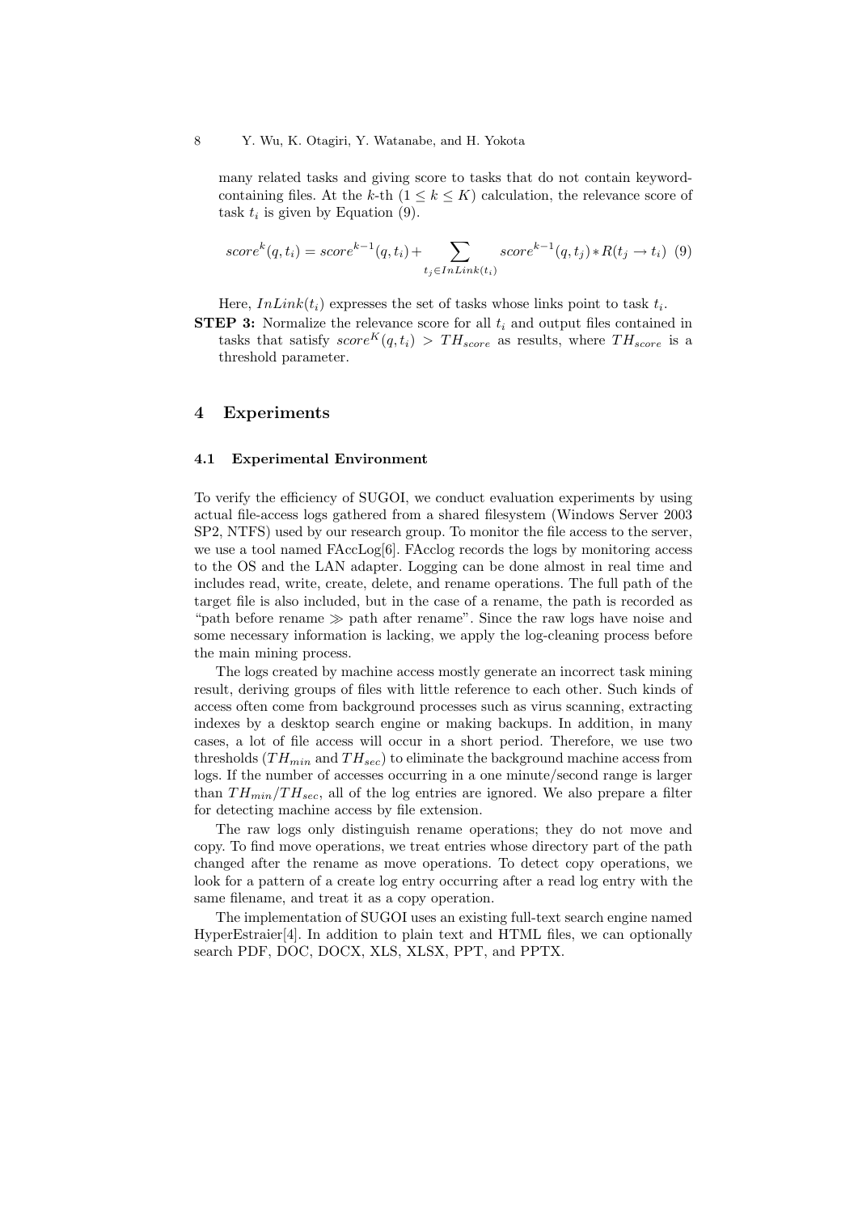many related tasks and giving score to tasks that do not contain keyword-containing files. At the $k$-th ($1 \leq k \leq K$) calculation, the relevance score of task $t_i$ is given by Equation (9).

$$score^k(q, t_i) = score^{k-1}(q, t_i) + \sum_{t_j \in InLink(t_i)} score^{k-1}(q, t_j) * R(t_j \rightarrow t_i) \quad (9)$$

Here, $InLink(t_i)$ expresses the set of tasks whose links point to task $t_i$.

**STEP 3:** Normalize the relevance score for all $t_i$ and output files contained in tasks that satisfy $score^K(q, t_i) > TH_{score}$ as results, where $TH_{score}$ is a threshold parameter.

## 4 Experiments

### 4.1 Experimental Environment

To verify the efficiency of SUGOI, we conduct evaluation experiments by using actual file-access logs gathered from a shared filesystem (Windows Server 2003 SP2, NTFS) used by our research group. To monitor the file access to the server, we use a tool named FAccLog[6]. FAcclog records the logs by monitoring access to the OS and the LAN adapter. Logging can be done almost in real time and includes read, write, create, delete, and rename operations. The full path of the target file is also included, but in the case of a rename, the path is recorded as "path before rename ≫ path after rename". Since the raw logs have noise and some necessary information is lacking, we apply the log-cleaning process before the main mining process.

The logs created by machine access mostly generate an incorrect task mining result, deriving groups of files with little reference to each other. Such kinds of access often come from background processes such as virus scanning, extracting indexes by a desktop search engine or making backups. In addition, in many cases, a lot of file access will occur in a short period. Therefore, we use two thresholds ($TH_{min}$ and $TH_{sec}$) to eliminate the background machine access from logs. If the number of accesses occurring in a one minute/second range is larger than $TH_{min}/TH_{sec}$, all of the log entries are ignored. We also prepare a filter for detecting machine access by file extension.

The raw logs only distinguish rename operations; they do not move and copy. To find move operations, we treat entries whose directory part of the path changed after the rename as move operations. To detect copy operations, we look for a pattern of a create log entry occurring after a read log entry with the same filename, and treat it as a copy operation.

The implementation of SUGOI uses an existing full-text search engine named HyperEstraier[4]. In addition to plain text and HTML files, we can optionally search PDF, DOC, DOCX, XLS, XLSX, PPT, and PPTX.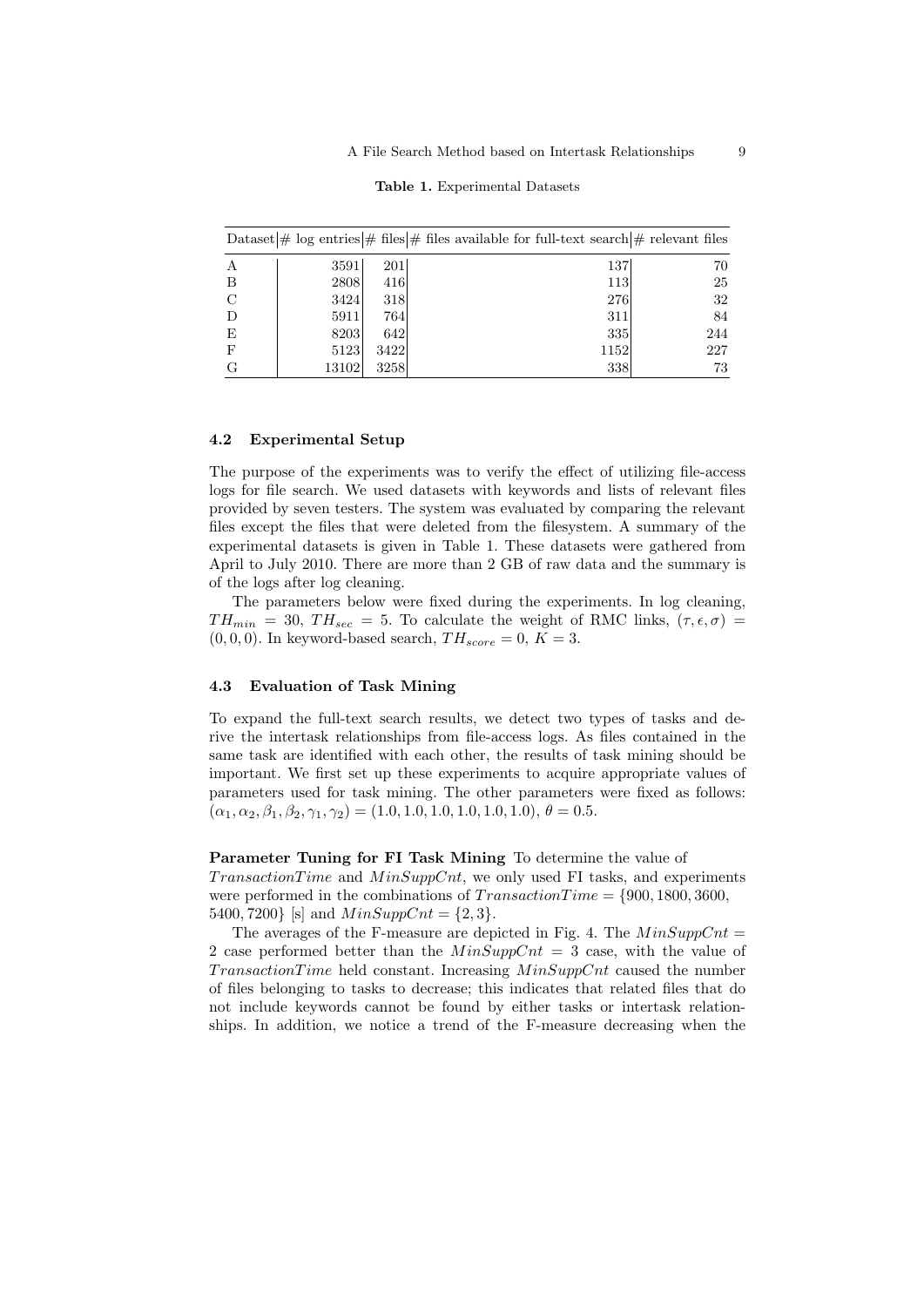**Table 1.** Experimental Datasets

| Dataset | # log entries | # files | # files available for full-text search | # relevant files |
|---|---|---|---|---|
| A | 3591 | 201 | 137 | 70 |
| B | 2808 | 416 | 113 | 25 |
| C | 3424 | 318 | 276 | 32 |
| D | 5911 | 764 | 311 | 84 |
| E | 8203 | 642 | 335 | 244 |
| F | 5123 | 3422 | 1152 | 227 |
| G | 13102 | 3258 | 338 | 73 |

### 4.2 Experimental Setup

The purpose of the experiments was to verify the effect of utilizing file-access logs for file search. We used datasets with keywords and lists of relevant files provided by seven testers. The system was evaluated by comparing the relevant files except the files that were deleted from the filesystem. A summary of the experimental datasets is given in Table 1. These datasets were gathered from April to July 2010. There are more than 2 GB of raw data and the summary is of the logs after log cleaning.

The parameters below were fixed during the experiments. In log cleaning, $TH_{min} = 30$, $TH_{sec} = 5$. To calculate the weight of RMC links, $(\tau, \epsilon, \sigma) = (0, 0, 0)$. In keyword-based search, $TH_{score} = 0$, $K = 3$.

### 4.3 Evaluation of Task Mining

To expand the full-text search results, we detect two types of tasks and derive the intertask relationships from file-access logs. As files contained in the same task are identified with each other, the results of task mining should be important. We first set up these experiments to acquire appropriate values of parameters used for task mining. The other parameters were fixed as follows: $(\alpha_1, \alpha_2, \beta_1, \beta_2, \gamma_1, \gamma_2) = (1.0, 1.0, 1.0, 1.0, 1.0, 1.0)$, $\theta = 0.5$.

**Parameter Tuning for FI Task Mining** To determine the value of $TransactionTime$ and $MinSuppCnt$, we only used FI tasks, and experiments were performed in the combinations of $TransactionTime = \{900, 1800, 3600, 5400, 7200\}$ [s] and $MinSuppCnt = \{2, 3\}$.

The averages of the F-measure are depicted in Fig. 4. The $MinSuppCnt = 2$ case performed better than the $MinSuppCnt = 3$ case, with the value of $TransactionTime$ held constant. Increasing $MinSuppCnt$ caused the number of files belonging to tasks to decrease; this indicates that related files that do not include keywords cannot be found by either tasks or intertask relationships. In addition, we notice a trend of the F-measure decreasing when the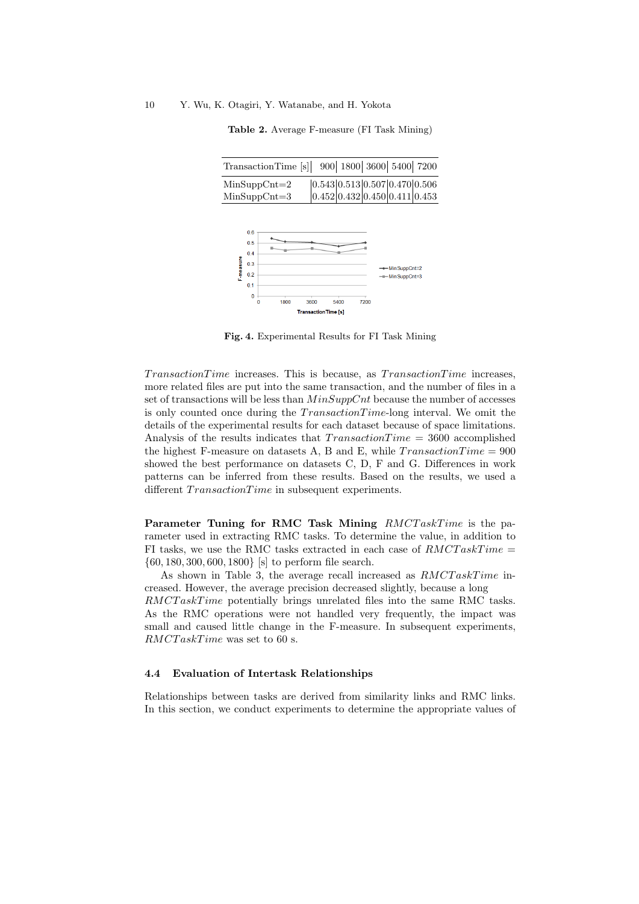**Table 2.** Average F-measure (FI Task Mining)

| TransactionTime [s] | 900 | 1800 | 3600 | 5400 | 7200 |
|---|---|---|---|---|---|
| MinSuppCnt=2 | 0.543 | 0.513 | 0.507 | 0.470 | 0.506 |
| MinSuppCnt=3 | 0.452 | 0.432 | 0.450 | 0.411 | 0.453 |

0.6
0.5
0.4
0.3
0.2
0.1
0
F-measure
0
1800
3600
5400
7200
Transaction Time [s]
MinSuppCnt=2
MinSuppCnt=3

**Fig. 4.** Experimental Results for FI Task Mining

$TransactionTime$ increases. This is because, as $TransactionTime$ increases, more related files are put into the same transaction, and the number of files in a set of transactions will be less than $MinSuppCnt$ because the number of accesses is only counted once during the $TransactionTime$-long interval. We omit the details of the experimental results for each dataset because of space limitations. Analysis of the results indicates that $TransactionTime = 3600$ accomplished the highest F-measure on datasets A, B and E, while $TransactionTime = 900$ showed the best performance on datasets C, D, F and G. Differences in work patterns can be inferred from these results. Based on the results, we used a different $TransactionTime$ in subsequent experiments.

**Parameter Tuning for RMC Task Mining** $RMCTaskTime$ is the parameter used in extracting RMC tasks. To determine the value, in addition to FI tasks, we use the RMC tasks extracted in each case of $RMCTaskTime = \{60, 180, 300, 600, 1800\}$ [s] to perform file search.

As shown in Table 3, the average recall increased as $RMCTaskTime$ increased. However, the average precision decreased slightly, because a long $RMCTaskTime$ potentially brings unrelated files into the same RMC tasks. As the RMC operations were not handled very frequently, the impact was small and caused little change in the F-measure. In subsequent experiments, $RMCTaskTime$ was set to 60 s.

### 4.4 Evaluation of Intertask Relationships

Relationships between tasks are derived from similarity links and RMC links. In this section, we conduct experiments to determine the appropriate values of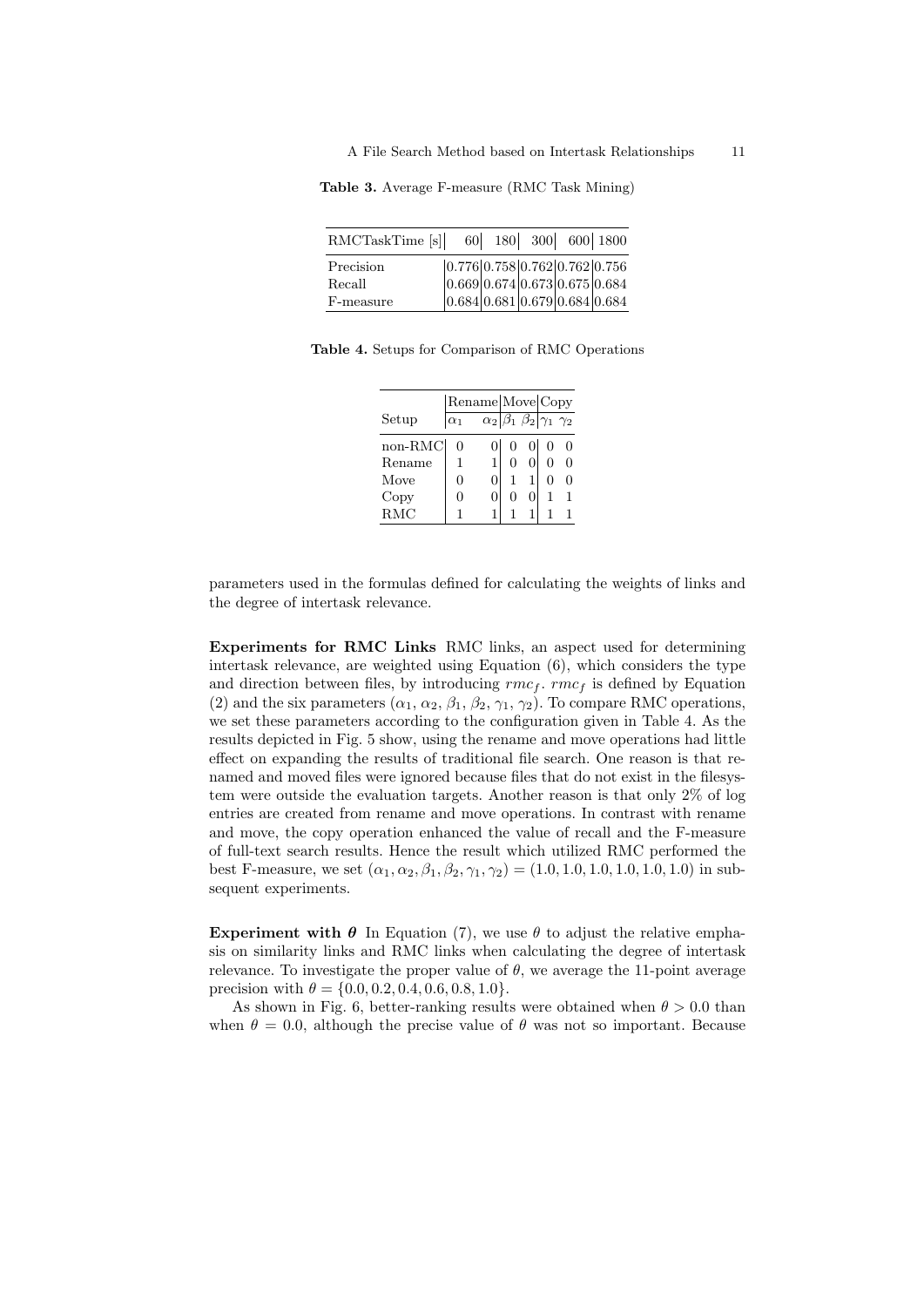**Table 3.** Average F-measure (RMC Task Mining)

| RMCTaskTime [s] | 60 | 180 | 300 | 600 | 1800 |
|---|---|---|---|---|---|
| Precision | 0.776 | 0.758 | 0.762 | 0.762 | 0.756 |
| Recall | 0.669 | 0.674 | 0.673 | 0.675 | 0.684 |
| F-measure | 0.684 | 0.681 | 0.679 | 0.684 | 0.684 |

**Table 4.** Setups for Comparison of RMC Operations

| | Rename | | Move | | Copy | |
|---|---|---|---|---|---|---|
| Setup | $\alpha_1$ | $\alpha_2$ | $\beta_1$ | $\beta_2$ | $\gamma_1$ | $\gamma_2$ |
| non-RMC | 0 | 0 | 0 | 0 | 0 | 0 |
| Rename | 1 | 1 | 0 | 0 | 0 | 0 |
| Move | 0 | 0 | 1 | 1 | 0 | 0 |
| Copy | 0 | 0 | 0 | 0 | 1 | 1 |
| RMC | 1 | 1 | 1 | 1 | 1 | 1 |

parameters used in the formulas defined for calculating the weights of links and the degree of intertask relevance.

**Experiments for RMC Links** RMC links, an aspect used for determining intertask relevance, are weighted using Equation (6), which considers the type and direction between files, by introducing $rmc_f$. $rmc_f$ is defined by Equation (2) and the six parameters ($\alpha_1$, $\alpha_2$, $\beta_1$, $\beta_2$, $\gamma_1$, $\gamma_2$). To compare RMC operations, we set these parameters according to the configuration given in Table 4. As the results depicted in Fig. 5 show, using the rename and move operations had little effect on expanding the results of traditional file search. One reason is that renamed and moved files were ignored because files that do not exist in the filesystem were outside the evaluation targets. Another reason is that only 2% of log entries are created from rename and move operations. In contrast with rename and move, the copy operation enhanced the value of recall and the F-measure of full-text search results. Hence the result which utilized RMC performed the best F-measure, we set $(\alpha_1, \alpha_2, \beta_1, \beta_2, \gamma_1, \gamma_2) = (1.0, 1.0, 1.0, 1.0, 1.0, 1.0)$ in subsequent experiments.

**Experiment with $\boldsymbol{\theta}$** In Equation (7), we use $\theta$ to adjust the relative emphasis on similarity links and RMC links when calculating the degree of intertask relevance. To investigate the proper value of $\theta$, we average the 11-point average precision with $\theta = \{0.0, 0.2, 0.4, 0.6, 0.8, 1.0\}$.

As shown in Fig. 6, better-ranking results were obtained when $\theta > 0.0$ than when $\theta = 0.0$, although the precise value of $\theta$ was not so important. Because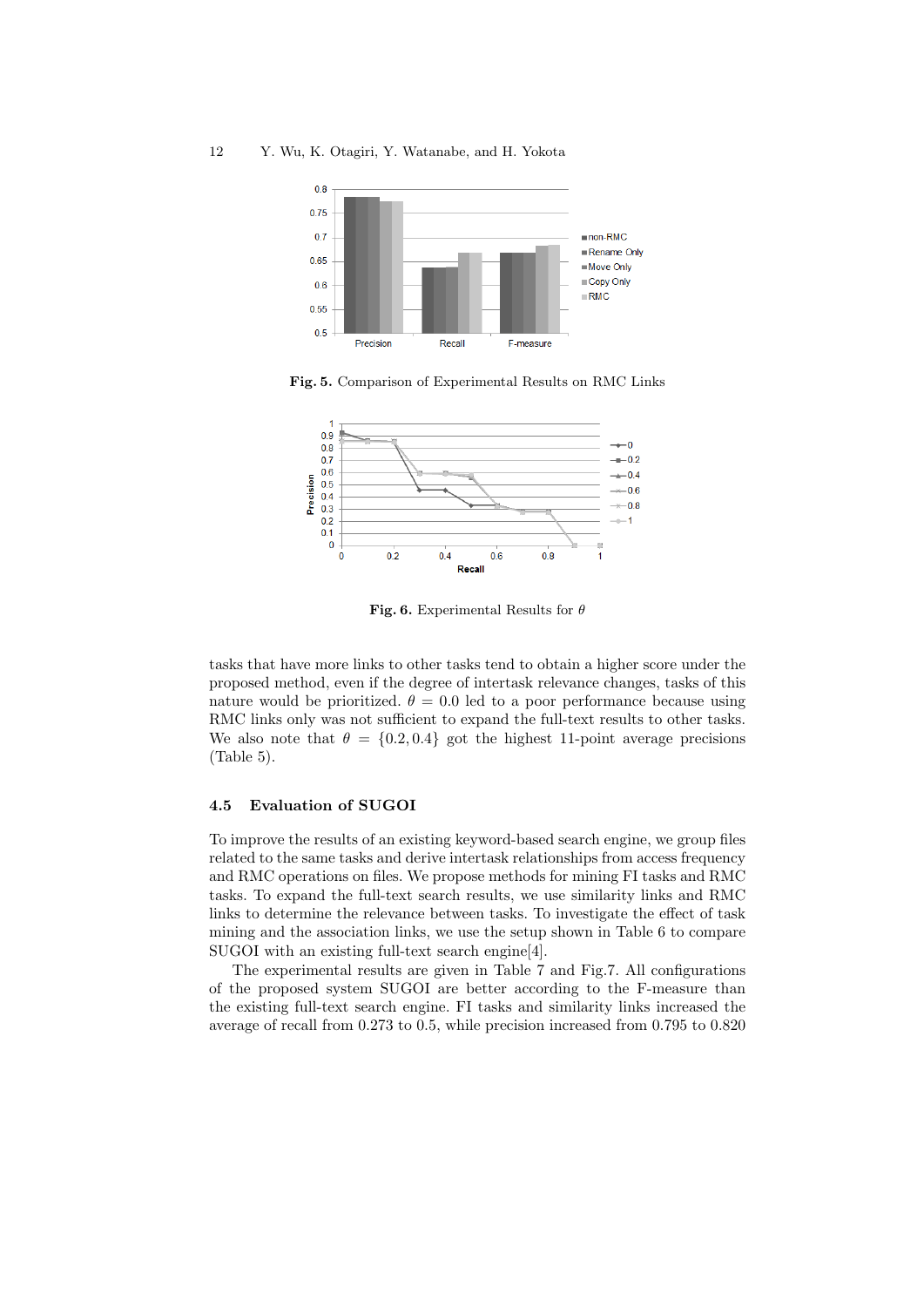0.8
0.75
0.7
0.65
0.6
0.55
0.5
Precision
Recall
F-measure
non-RMC
Rename Only
Move Only
Copy Only
RMC

**Fig. 5.** Comparison of Experimental Results on RMC Links

1
0.9
0.8
0.7
0.6
0.5
0.4
0.3
0.2
0.1
0
Precision
0
0.2
0.4
0.6
0.8
1
Recall
0
0.2
0.4
0.6
0.8
1

**Fig. 6.** Experimental Results for $\theta$

tasks that have more links to other tasks tend to obtain a higher score under the proposed method, even if the degree of intertask relevance changes, tasks of this nature would be prioritized. $\theta = 0.0$ led to a poor performance because using RMC links only was not sufficient to expand the full-text results to other tasks. We also note that $\theta = \{0.2, 0.4\}$ got the highest 11-point average precisions (Table 5).

### 4.5 Evaluation of SUGOI

To improve the results of an existing keyword-based search engine, we group files related to the same tasks and derive intertask relationships from access frequency and RMC operations on files. We propose methods for mining FI tasks and RMC tasks. To expand the full-text search results, we use similarity links and RMC links to determine the relevance between tasks. To investigate the effect of task mining and the association links, we use the setup shown in Table 6 to compare SUGOI with an existing full-text search engine[4].

The experimental results are given in Table 7 and Fig.7. All configurations of the proposed system SUGOI are better according to the F-measure than the existing full-text search engine. FI tasks and similarity links increased the average of recall from 0.273 to 0.5, while precision increased from 0.795 to 0.820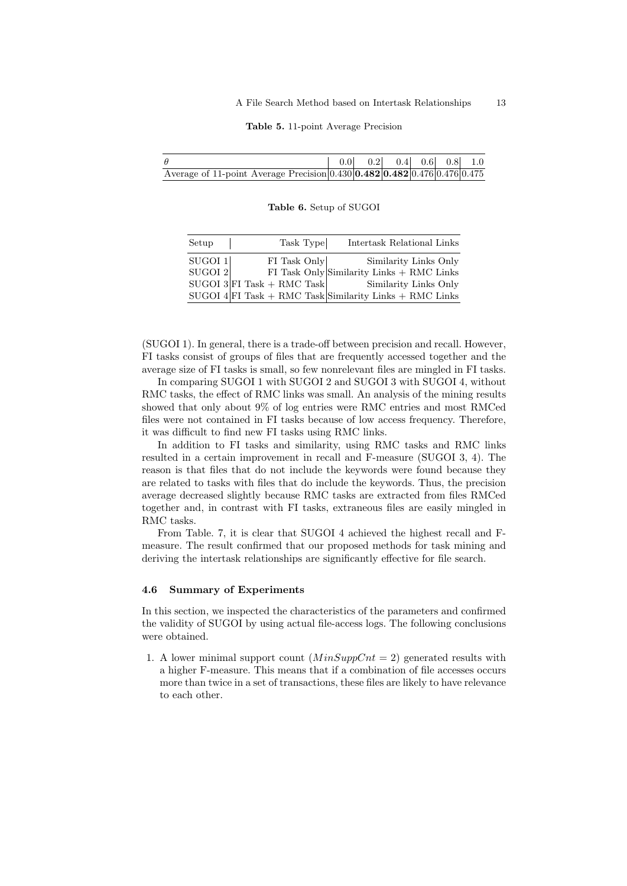**Table 5.** 11-point Average Precision

| $\theta$ | 0.0 | 0.2 | 0.4 | 0.6 | 0.8 | 1.0 |
|---|---|---|---|---|---|---|
| Average of 11-point Average Precision | 0.430 | **0.482** | **0.482** | 0.476 | 0.476 | 0.475 |

**Table 6.** Setup of SUGOI

| Setup | Task Type | Intertask Relational Links |
|---|---|---|
| SUGOI 1 | FI Task Only | Similarity Links Only |
| SUGOI 2 | FI Task Only | Similarity Links + RMC Links |
| SUGOI 3 | FI Task + RMC Task | Similarity Links Only |
| SUGOI 4 | FI Task + RMC Task | Similarity Links + RMC Links |

(SUGOI 1). In general, there is a trade-off between precision and recall. However, FI tasks consist of groups of files that are frequently accessed together and the average size of FI tasks is small, so few nonrelevant files are mingled in FI tasks.

In comparing SUGOI 1 with SUGOI 2 and SUGOI 3 with SUGOI 4, without RMC tasks, the effect of RMC links was small. An analysis of the mining results showed that only about 9% of log entries were RMC entries and most RMCed files were not contained in FI tasks because of low access frequency. Therefore, it was difficult to find new FI tasks using RMC links.

In addition to FI tasks and similarity, using RMC tasks and RMC links resulted in a certain improvement in recall and F-measure (SUGOI 3, 4). The reason is that files that do not include the keywords were found because they are related to tasks with files that do include the keywords. Thus, the precision average decreased slightly because RMC tasks are extracted from files RMCed together and, in contrast with FI tasks, extraneous files are easily mingled in RMC tasks.

From Table. 7, it is clear that SUGOI 4 achieved the highest recall and F-measure. The result confirmed that our proposed methods for task mining and deriving the intertask relationships are significantly effective for file search.

### 4.6 Summary of Experiments

In this section, we inspected the characteristics of the parameters and confirmed the validity of SUGOI by using actual file-access logs. The following conclusions were obtained.

1. A lower minimal support count ($MinSuppCnt = 2$) generated results with a higher F-measure. This means that if a combination of file accesses occurs more than twice in a set of transactions, these files are likely to have relevance to each other.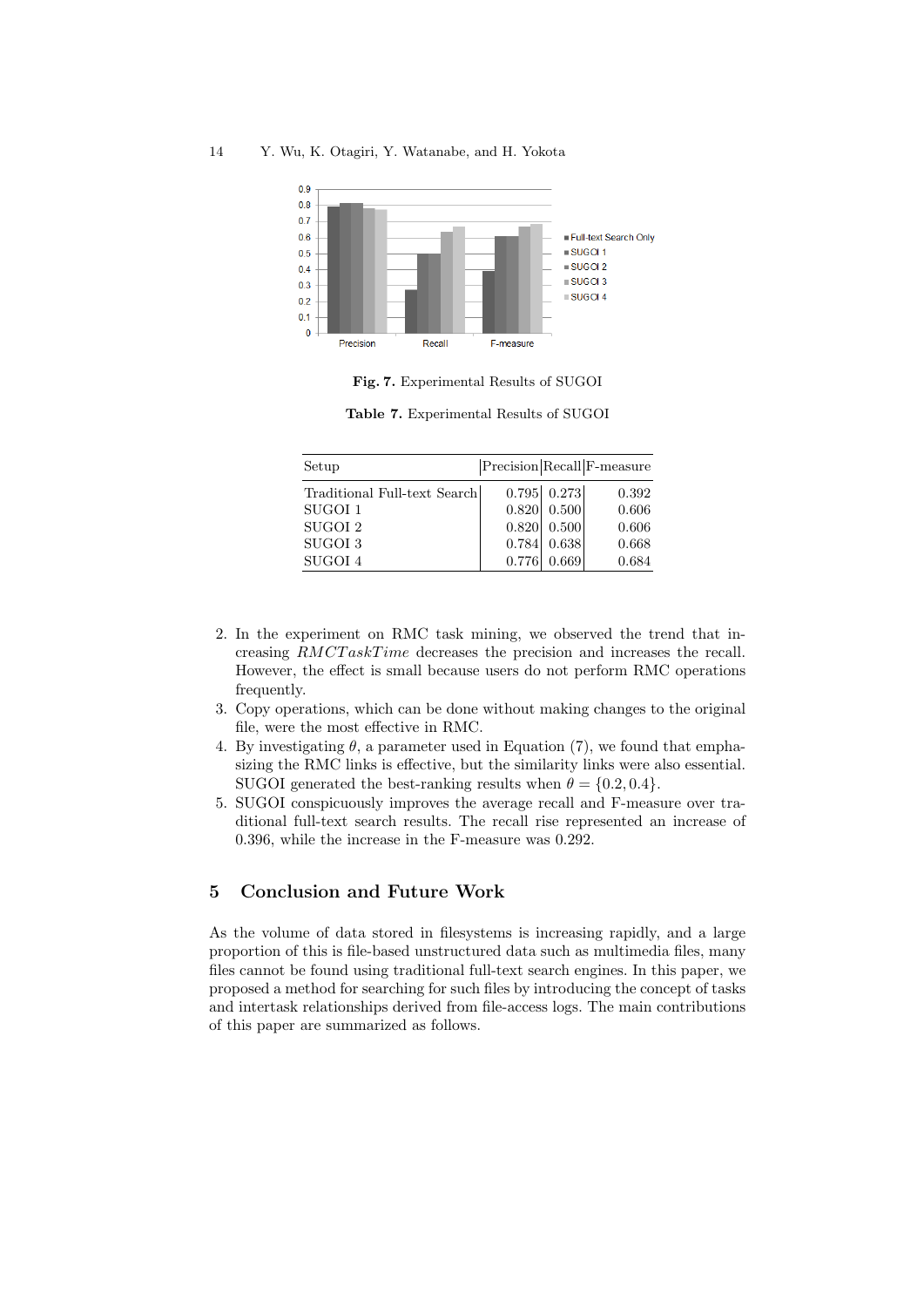0.9
0.8
0.7
0.6
0.5
0.4
0.3
0.2
0.1
0

Precision
Recall
F-measure

Full-text Search Only
SUGOI 1
SUGOI 2
SUGOI 3
SUGOI 4

**Fig. 7.** Experimental Results of SUGOI

**Table 7.** Experimental Results of SUGOI

| Setup | Precision | Recall | F-measure |
|---|---|---|---|
| Traditional Full-text Search | 0.795 | 0.273 | 0.392 |
| SUGOI 1 | 0.820 | 0.500 | 0.606 |
| SUGOI 2 | 0.820 | 0.500 | 0.606 |
| SUGOI 3 | 0.784 | 0.638 | 0.668 |
| SUGOI 4 | 0.776 | 0.669 | 0.684 |

2. In the experiment on RMC task mining, we observed the trend that increasing $RMCTaskTime$ decreases the precision and increases the recall. However, the effect is small because users do not perform RMC operations frequently.
3. Copy operations, which can be done without making changes to the original file, were the most effective in RMC.
4. By investigating $\theta$, a parameter used in Equation (7), we found that emphasizing the RMC links is effective, but the similarity links were also essential. SUGOI generated the best-ranking results when $\theta = \{0.2, 0.4\}$.
5. SUGOI conspicuously improves the average recall and F-measure over traditional full-text search results. The recall rise represented an increase of 0.396, while the increase in the F-measure was 0.292.

## 5 Conclusion and Future Work

As the volume of data stored in filesystems is increasing rapidly, and a large proportion of this is file-based unstructured data such as multimedia files, many files cannot be found using traditional full-text search engines. In this paper, we proposed a method for searching for such files by introducing the concept of tasks and intertask relationships derived from file-access logs. The main contributions of this paper are summarized as follows.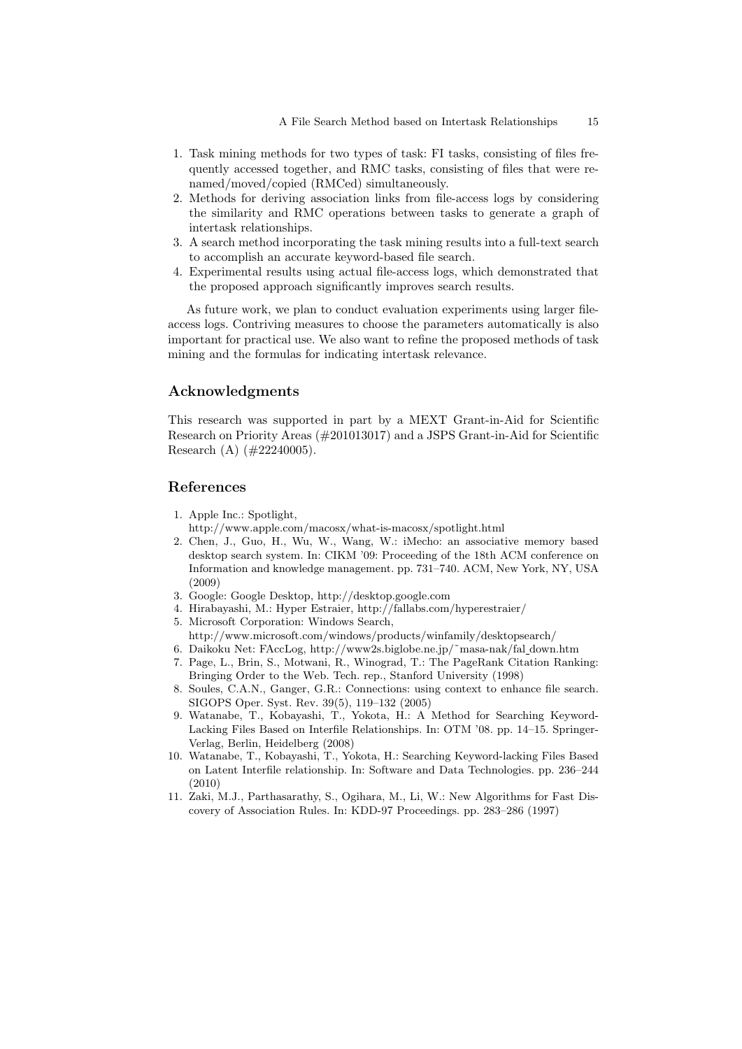1. Task mining methods for two types of task: FI tasks, consisting of files frequently accessed together, and RMC tasks, consisting of files that were renamed/moved/copied (RMCed) simultaneously.
2. Methods for deriving association links from file-access logs by considering the similarity and RMC operations between tasks to generate a graph of intertask relationships.
3. A search method incorporating the task mining results into a full-text search to accomplish an accurate keyword-based file search.
4. Experimental results using actual file-access logs, which demonstrated that the proposed approach significantly improves search results.

As future work, we plan to conduct evaluation experiments using larger file-access logs. Contriving measures to choose the parameters automatically is also important for practical use. We also want to refine the proposed methods of task mining and the formulas for indicating intertask relevance.

## Acknowledgments

This research was supported in part by a MEXT Grant-in-Aid for Scientific Research on Priority Areas (#201013017) and a JSPS Grant-in-Aid for Scientific Research (A) (#22240005).

## References

1. Apple Inc.: Spotlight, http://www.apple.com/macosx/what-is-macosx/spotlight.html
2. Chen, J., Guo, H., Wu, W., Wang, W.: iMecho: an associative memory based desktop search system. In: CIKM '09: Proceeding of the 18th ACM conference on Information and knowledge management. pp. 731–740. ACM, New York, NY, USA (2009)
3. Google: Google Desktop, http://desktop.google.com
4. Hirabayashi, M.: Hyper Estraier, http://fallabs.com/hyperestraier/
5. Microsoft Corporation: Windows Search, http://www.microsoft.com/windows/products/winfamily/desktopsearch/
6. Daikoku Net: FAccLog, http://www2s.biglobe.ne.jp/~masa-nak/fal_down.htm
7. Page, L., Brin, S., Motwani, R., Winograd, T.: The PageRank Citation Ranking: Bringing Order to the Web. Tech. rep., Stanford University (1998)
8. Soules, C.A.N., Ganger, G.R.: Connections: using context to enhance file search. SIGOPS Oper. Syst. Rev. 39(5), 119–132 (2005)
9. Watanabe, T., Kobayashi, T., Yokota, H.: A Method for Searching Keyword-Lacking Files Based on Interfile Relationships. In: OTM '08. pp. 14–15. Springer-Verlag, Berlin, Heidelberg (2008)
10. Watanabe, T., Kobayashi, T., Yokota, H.: Searching Keyword-lacking Files Based on Latent Interfile relationship. In: Software and Data Technologies. pp. 236–244 (2010)
11. Zaki, M.J., Parthasarathy, S., Ogihara, M., Li, W.: New Algorithms for Fast Discovery of Association Rules. In: KDD-97 Proceedings. pp. 283–286 (1997)